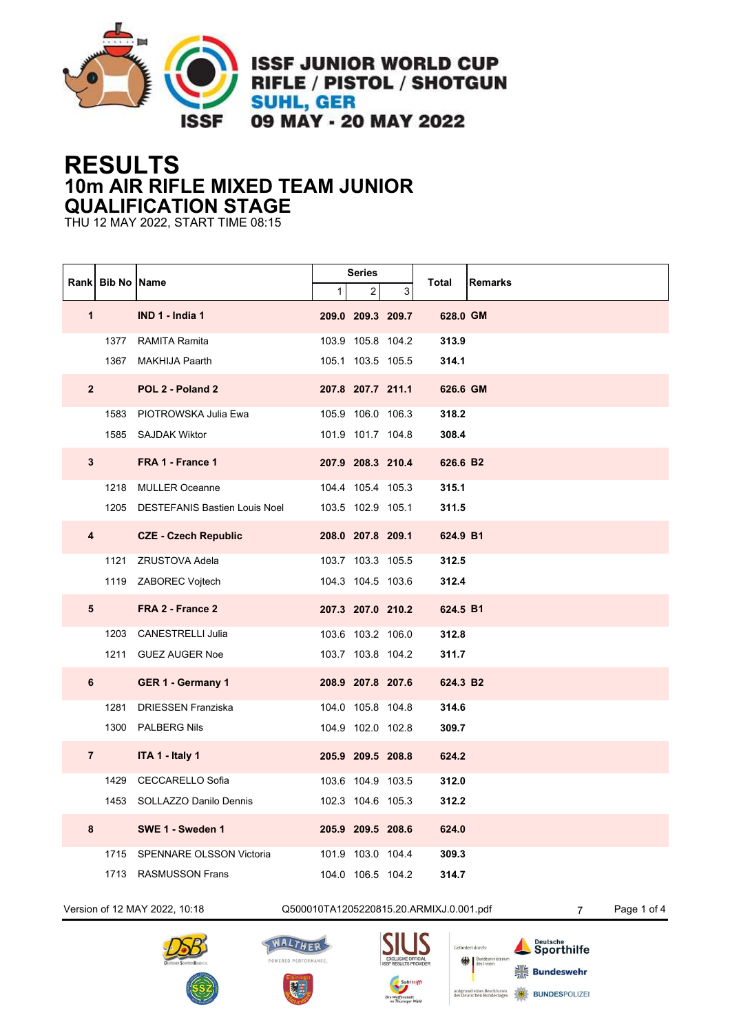ISSF JUNIOR WORLD CUP
RIFLE / PISTOL / SHOTGUN
SUHL, GER
09 MAY - 20 MAY 2022

# RESULTS
## 10m AIR RIFLE MIXED TEAM JUNIOR
## QUALIFICATION STAGE

THU 12 MAY 2022, START TIME 08:15

| Rank | Bib No | Name | Series 1 | Series 2 | Series 3 | Total | Remarks |
|---|---|---|---|---|---|---|---|
| **1** | | **IND 1 - India 1** | **209.0** | **209.3** | **209.7** | **628.0** | **GM** |
| | 1377 | RAMITA Ramita | 103.9 | 105.8 | 104.2 | **313.9** | |
| | 1367 | MAKHIJA Paarth | 105.1 | 103.5 | 105.5 | **314.1** | |
| **2** | | **POL 2 - Poland 2** | **207.8** | **207.7** | **211.1** | **626.6** | **GM** |
| | 1583 | PIOTROWSKA Julia Ewa | 105.9 | 106.0 | 106.3 | **318.2** | |
| | 1585 | SAJDAK Wiktor | 101.9 | 101.7 | 104.8 | **308.4** | |
| **3** | | **FRA 1 - France 1** | **207.9** | **208.3** | **210.4** | **626.6** | **B2** |
| | 1218 | MULLER Oceanne | 104.4 | 105.4 | 105.3 | **315.1** | |
| | 1205 | DESTEFANIS Bastien Louis Noel | 103.5 | 102.9 | 105.1 | **311.5** | |
| **4** | | **CZE - Czech Republic** | **208.0** | **207.8** | **209.1** | **624.9** | **B1** |
| | 1121 | ZRUSTOVA Adela | 103.7 | 103.3 | 105.5 | **312.5** | |
| | 1119 | ZABOREC Vojtech | 104.3 | 104.5 | 103.6 | **312.4** | |
| **5** | | **FRA 2 - France 2** | **207.3** | **207.0** | **210.2** | **624.5** | **B1** |
| | 1203 | CANESTRELLI Julia | 103.6 | 103.2 | 106.0 | **312.8** | |
| | 1211 | GUEZ AUGER Noe | 103.7 | 103.8 | 104.2 | **311.7** | |
| **6** | | **GER 1 - Germany 1** | **208.9** | **207.8** | **207.6** | **624.3** | **B2** |
| | 1281 | DRIESSEN Franziska | 104.0 | 105.8 | 104.8 | **314.6** | |
| | 1300 | PALBERG Nils | 104.9 | 102.0 | 102.8 | **309.7** | |
| **7** | | **ITA 1 - Italy 1** | **205.9** | **209.5** | **208.8** | **624.2** | |
| | 1429 | CECCARELLO Sofia | 103.6 | 104.9 | 103.5 | **312.0** | |
| | 1453 | SOLLAZZO Danilo Dennis | 102.3 | 104.6 | 105.3 | **312.2** | |
| **8** | | **SWE 1 - Sweden 1** | **205.9** | **209.5** | **208.6** | **624.0** | |
| | 1715 | SPENNARE OLSSON Victoria | 101.9 | 103.0 | 104.4 | **309.3** | |
| | 1713 | RASMUSSON Frans | 104.0 | 106.5 | 104.2 | **314.7** | |

Version of 12 MAY 2022, 10:18 Q500010TA1205220815.20.ARMIXJ.0.001.pdf 7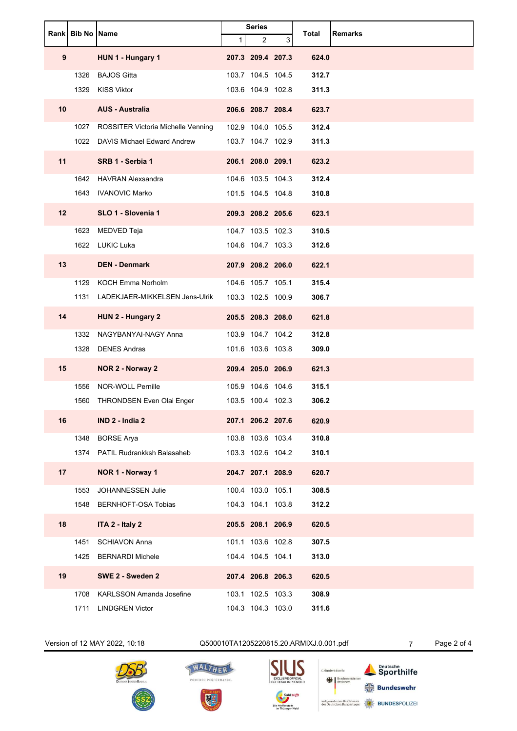| Rank | Bib No | Name | Series | | | Total | Remarks |
|---|---|---|---|---|---|---|---|
| | | | 1 | 2 | 3 | | |
| **9** | | **HUN 1 - Hungary 1** | **207.3** | **209.4** | **207.3** | **624.0** | |
| | 1326 | BAJOS Gitta | 103.7 | 104.5 | 104.5 | **312.7** | |
| | 1329 | KISS Viktor | 103.6 | 104.9 | 102.8 | **311.3** | |
| **10** | | **AUS - Australia** | **206.6** | **208.7** | **208.4** | **623.7** | |
| | 1027 | ROSSITER Victoria Michelle Venning | 102.9 | 104.0 | 105.5 | **312.4** | |
| | 1022 | DAVIS Michael Edward Andrew | 103.7 | 104.7 | 102.9 | **311.3** | |
| **11** | | **SRB 1 - Serbia 1** | **206.1** | **208.0** | **209.1** | **623.2** | |
| | 1642 | HAVRAN Alexsandra | 104.6 | 103.5 | 104.3 | **312.4** | |
| | 1643 | IVANOVIC Marko | 101.5 | 104.5 | 104.8 | **310.8** | |
| **12** | | **SLO 1 - Slovenia 1** | **209.3** | **208.2** | **205.6** | **623.1** | |
| | 1623 | MEDVED Teja | 104.7 | 103.5 | 102.3 | **310.5** | |
| | 1622 | LUKIC Luka | 104.6 | 104.7 | 103.3 | **312.6** | |
| **13** | | **DEN - Denmark** | **207.9** | **208.2** | **206.0** | **622.1** | |
| | 1129 | KOCH Emma Norholm | 104.6 | 105.7 | 105.1 | **315.4** | |
| | 1131 | LADEKJAER-MIKKELSEN Jens-Ulrik | 103.3 | 102.5 | 100.9 | **306.7** | |
| **14** | | **HUN 2 - Hungary 2** | **205.5** | **208.3** | **208.0** | **621.8** | |
| | 1332 | NAGYBANYAI-NAGY Anna | 103.9 | 104.7 | 104.2 | **312.8** | |
| | 1328 | DENES Andras | 101.6 | 103.6 | 103.8 | **309.0** | |
| **15** | | **NOR 2 - Norway 2** | **209.4** | **205.0** | **206.9** | **621.3** | |
| | 1556 | NOR-WOLL Pernille | 105.9 | 104.6 | 104.6 | **315.1** | |
| | 1560 | THRONDSEN Even Olai Enger | 103.5 | 100.4 | 102.3 | **306.2** | |
| **16** | | **IND 2 - India 2** | **207.1** | **206.2** | **207.6** | **620.9** | |
| | 1348 | BORSE Arya | 103.8 | 103.6 | 103.4 | **310.8** | |
| | 1374 | PATIL Rudrankksh Balasaheb | 103.3 | 102.6 | 104.2 | **310.1** | |
| **17** | | **NOR 1 - Norway 1** | **204.7** | **207.1** | **208.9** | **620.7** | |
| | 1553 | JOHANNESSEN Julie | 100.4 | 103.0 | 105.1 | **308.5** | |
| | 1548 | BERNHOFT-OSA Tobias | 104.3 | 104.1 | 103.8 | **312.2** | |
| **18** | | **ITA 2 - Italy 2** | **205.5** | **208.1** | **206.9** | **620.5** | |
| | 1451 | SCHIAVON Anna | 101.1 | 103.6 | 102.8 | **307.5** | |
| | 1425 | BERNARDI Michele | 104.4 | 104.5 | 104.1 | **313.0** | |
| **19** | | **SWE 2 - Sweden 2** | **207.4** | **206.8** | **206.3** | **620.5** | |
| | 1708 | KARLSSON Amanda Josefine | 103.1 | 102.5 | 103.3 | **308.9** | |
| | 1711 | LINDGREN Victor | 104.3 | 104.3 | 103.0 | **311.6** | |

Version of 12 MAY 2022, 10:18    Q500010TA1205220815.20.ARMIXJ.0.001.pdf    7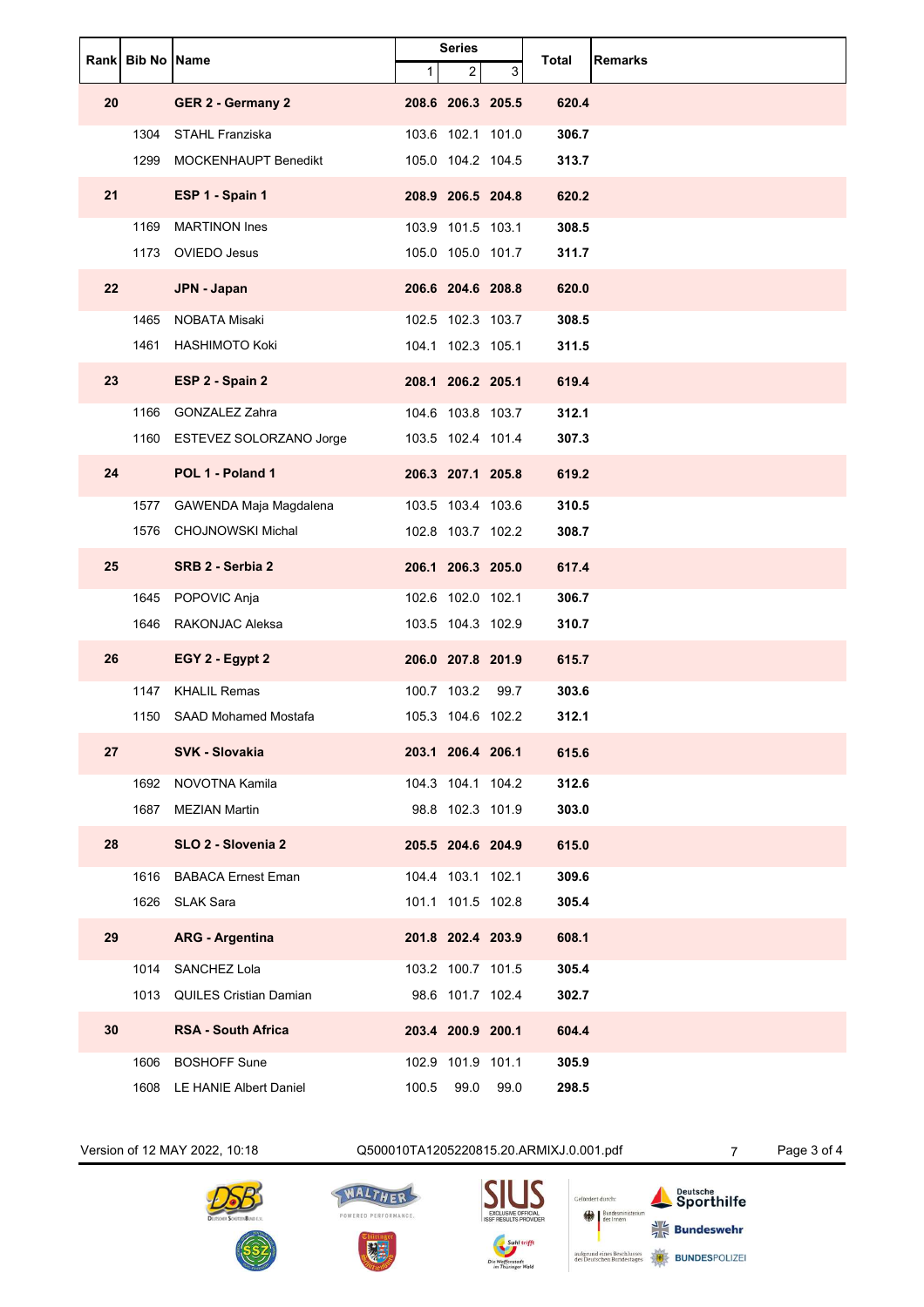| Rank | Bib No | Name | Series | | | Total | Remarks |
|---|---|---|---|---|---|---|---|
| | | | 1 | 2 | 3 | | |
| **20** | | **GER 2 - Germany 2** | **208.6** | **206.3** | **205.5** | **620.4** | |
| | 1304 | STAHL Franziska | 103.6 | 102.1 | 101.0 | **306.7** | |
| | 1299 | MOCKENHAUPT Benedikt | 105.0 | 104.2 | 104.5 | **313.7** | |
| **21** | | **ESP 1 - Spain 1** | **208.9** | **206.5** | **204.8** | **620.2** | |
| | 1169 | MARTINON Ines | 103.9 | 101.5 | 103.1 | **308.5** | |
| | 1173 | OVIEDO Jesus | 105.0 | 105.0 | 101.7 | **311.7** | |
| **22** | | **JPN - Japan** | **206.6** | **204.6** | **208.8** | **620.0** | |
| | 1465 | NOBATA Misaki | 102.5 | 102.3 | 103.7 | **308.5** | |
| | 1461 | HASHIMOTO Koki | 104.1 | 102.3 | 105.1 | **311.5** | |
| **23** | | **ESP 2 - Spain 2** | **208.1** | **206.2** | **205.1** | **619.4** | |
| | 1166 | GONZALEZ Zahra | 104.6 | 103.8 | 103.7 | **312.1** | |
| | 1160 | ESTEVEZ SOLORZANO Jorge | 103.5 | 102.4 | 101.4 | **307.3** | |
| **24** | | **POL 1 - Poland 1** | **206.3** | **207.1** | **205.8** | **619.2** | |
| | 1577 | GAWENDA Maja Magdalena | 103.5 | 103.4 | 103.6 | **310.5** | |
| | 1576 | CHOJNOWSKI Michal | 102.8 | 103.7 | 102.2 | **308.7** | |
| **25** | | **SRB 2 - Serbia 2** | **206.1** | **206.3** | **205.0** | **617.4** | |
| | 1645 | POPOVIC Anja | 102.6 | 102.0 | 102.1 | **306.7** | |
| | 1646 | RAKONJAC Aleksa | 103.5 | 104.3 | 102.9 | **310.7** | |
| **26** | | **EGY 2 - Egypt 2** | **206.0** | **207.8** | **201.9** | **615.7** | |
| | 1147 | KHALIL Remas | 100.7 | 103.2 | 99.7 | **303.6** | |
| | 1150 | SAAD Mohamed Mostafa | 105.3 | 104.6 | 102.2 | **312.1** | |
| **27** | | **SVK - Slovakia** | **203.1** | **206.4** | **206.1** | **615.6** | |
| | 1692 | NOVOTNA Kamila | 104.3 | 104.1 | 104.2 | **312.6** | |
| | 1687 | MEZIAN Martin | 98.8 | 102.3 | 101.9 | **303.0** | |
| **28** | | **SLO 2 - Slovenia 2** | **205.5** | **204.6** | **204.9** | **615.0** | |
| | 1616 | BABACA Ernest Eman | 104.4 | 103.1 | 102.1 | **309.6** | |
| | 1626 | SLAK Sara | 101.1 | 101.5 | 102.8 | **305.4** | |
| **29** | | **ARG - Argentina** | **201.8** | **202.4** | **203.9** | **608.1** | |
| | 1014 | SANCHEZ Lola | 103.2 | 100.7 | 101.5 | **305.4** | |
| | 1013 | QUILES Cristian Damian | 98.6 | 101.7 | 102.4 | **302.7** | |
| **30** | | **RSA - South Africa** | **203.4** | **200.9** | **200.1** | **604.4** | |
| | 1606 | BOSHOFF Sune | 102.9 | 101.9 | 101.1 | **305.9** | |
| | 1608 | LE HANIE Albert Daniel | 100.5 | 99.0 | 99.0 | **298.5** | |

Version of 12 MAY 2022, 10:18    Q500010TA1205220815.20.ARMIXJ.0.001.pdf    7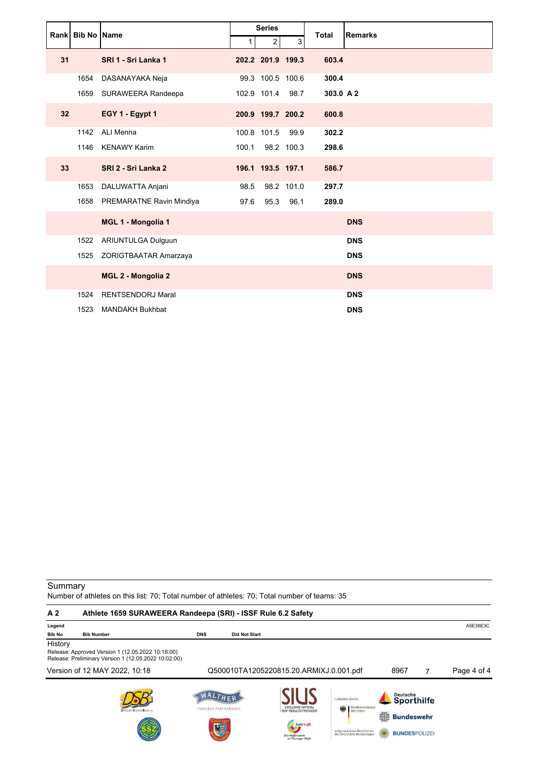| Rank | Bib No | Name | Series 1 | Series 2 | Series 3 | Total | Remarks |
|---|---|---|---|---|---|---|---|
| **31** | | **SRI 1 - Sri Lanka 1** | **202.2** | **201.9** | **199.3** | **603.4** | |
| | 1654 | DASANAYAKA Neja | 99.3 | 100.5 | 100.6 | **300.4** | |
| | 1659 | SURAWEERA Randeepa | 102.9 | 101.4 | 98.7 | **303.0** | **A 2** |
| **32** | | **EGY 1 - Egypt 1** | **200.9** | **199.7** | **200.2** | **600.8** | |
| | 1142 | ALI Menna | 100.8 | 101.5 | 99.9 | **302.2** | |
| | 1146 | KENAWY Karim | 100.1 | 98.2 | 100.3 | **298.6** | |
| **33** | | **SRI 2 - Sri Lanka 2** | **196.1** | **193.5** | **197.1** | **586.7** | |
| | 1653 | DALUWATTA Anjani | 98.5 | 98.2 | 101.0 | **297.7** | |
| | 1658 | PREMARATNE Ravin Mindiya | 97.6 | 95.3 | 96.1 | **289.0** | |
| | | **MGL 1 - Mongolia 1** | | | | | **DNS** |
| | 1522 | ARIUNTULGA Dulguun | | | | | **DNS** |
| | 1525 | ZORIGTBAATAR Amarzaya | | | | | **DNS** |
| | | **MGL 2 - Mongolia 2** | | | | | **DNS** |
| | 1524 | RENTSENDORJ Maral | | | | | **DNS** |
| | 1523 | MANDAKH Bukhbat | | | | | **DNS** |

Summary

Number of athletes on this list: 70; Total number of athletes: 70; Total number of teams: 35

**A 2** **Athlete 1659 SURAWEERA Randeepa (SRI) - ISSF Rule 6.2 Safety**

**Legend**

| | | | |
|---|---|---|---|
| **Bib No** | **Bib Number** | **DNS** | **Did Not Start** |

A5E38E3C

History

Release: Approved Version 1 (12.05.2022 10:18:00)
Release: Preliminary Version 1 (12.05.2022 10:02:00)

Version of 12 MAY 2022, 10:18 Q500010TA1205220815.20.ARMIXJ.0.001.pdf 8967 7